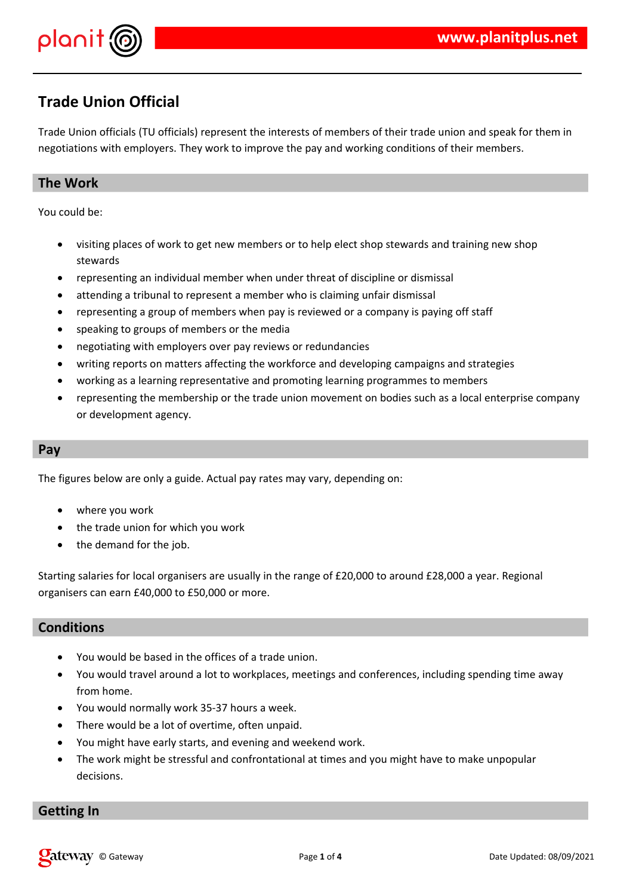# Trade Union Official

Trade Union officials (TU officials) represent the interests of members of their trade union and speak for them in negotiations with employers. They work to improve the pay and working conditions of their members.

## The Work

You could be:

- visiting places of work to get new members or to help elect shop stewards and training new shop stewards
- representing an individual member when under threat of discipline or dismissal
- attending a tribunal to represent a member who is claiming unfair dismissal
- representing a group of members when pay is reviewed or a company is paying off staff
- speaking to groups of members or the media
- negotiating with employers over pay reviews or redundancies
- writing reports on matters affecting the workforce and developing campaigns and strategies
- working as a learning representative and promoting learning programmes to members
- representing the membership or the trade union movement on bodies such as a local enterprise company or development agency.

## Pay

The figures below are only a guide. Actual pay rates may vary, depending on:

- where you work
- the trade union for which you work
- the demand for the job.

Starting salaries for local organisers are usually in the range of £20,000 to around £28,000 a year. Regional organisers can earn £40,000 to £50,000 or more.

## Conditions

- You would be based in the offices of a trade union.
- You would travel around a lot to workplaces, meetings and conferences, including spending time away from home.
- You would normally work 35-37 hours a week.
- There would be a lot of overtime, often unpaid.
- You might have early starts, and evening and weekend work.
- The work might be stressful and confrontational at times and you might have to make unpopular decisions.

## Getting In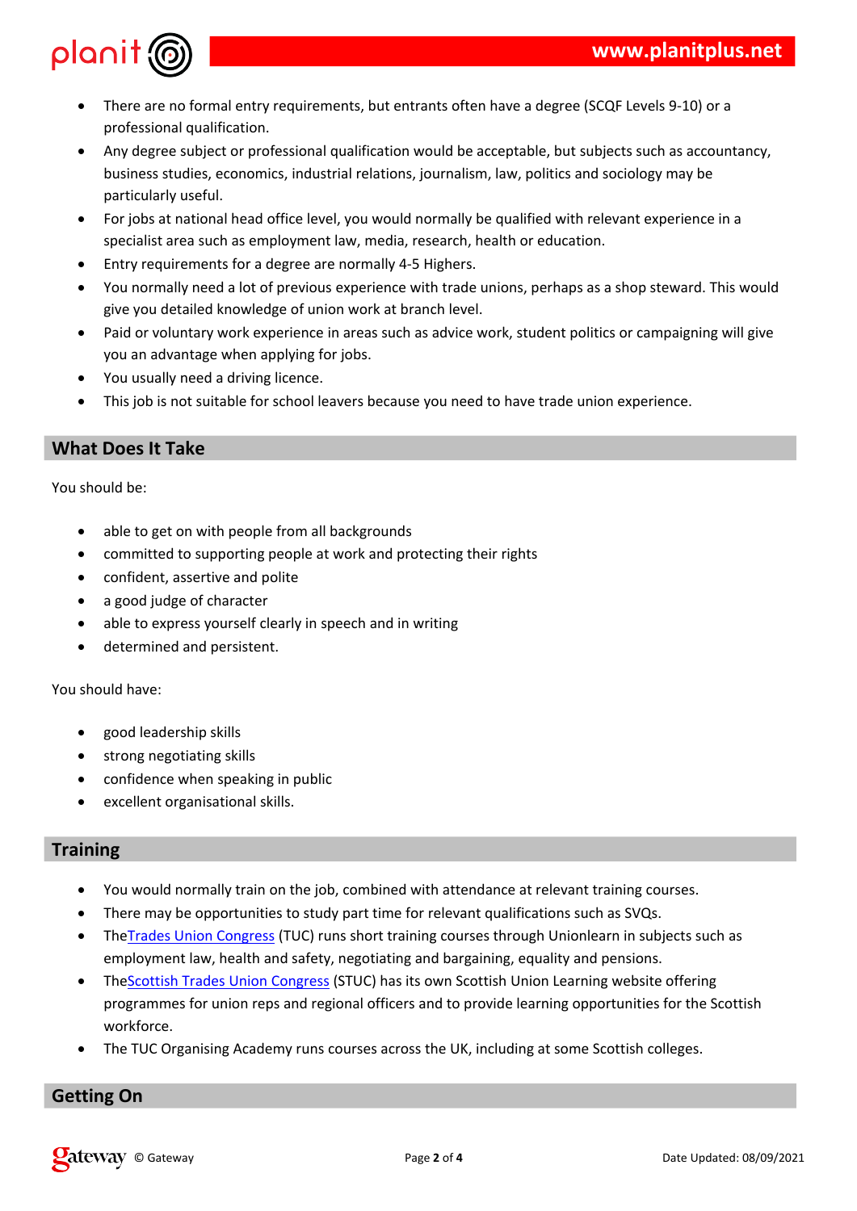- There are no formal entry requirements, but entrants often have a degree (SCQF Levels 9-10) or a professional qualification.
- Any degree subject or professional qualification would be acceptable, but subjects such as accountancy, business studies, economics, industrial relations, journalism, law, politics and sociology may be particularly useful.
- For jobs at national head office level, you would normally be qualified with relevant experience in a specialist area such as employment law, media, research, health or education.
- Entry requirements for a degree are normally 4-5 Highers.
- You normally need a lot of previous experience with trade unions, perhaps as a shop steward. This would give you detailed knowledge of union work at branch level.
- Paid or voluntary work experience in areas such as advice work, student politics or campaigning will give you an advantage when applying for jobs.
- You usually need a driving licence.
- This job is not suitable for school leavers because you need to have trade union experience.

## What Does It Take

You should be:

- able to get on with people from all backgrounds
- committed to supporting people at work and protecting their rights
- confident, assertive and polite
- a good judge of character
- able to express yourself clearly in speech and in writing
- determined and persistent.

You should have:

- good leadership skills
- strong negotiating skills
- confidence when speaking in public
- excellent organisational skills.

## Training

- You would normally train on the job, combined with attendance at relevant training courses.
- There may be opportunities to study part time for relevant qualifications such as SVQs.
- The Trades Union Congress (TUC) runs short training courses through Unionlearn in subjects such as employment law, health and safety, negotiating and bargaining, equality and pensions.
- The Scottish Trades Union Congress (STUC) has its own Scottish Union Learning website offering programmes for union reps and regional officers and to provide learning opportunities for the Scottish workforce.
- The TUC Organising Academy runs courses across the UK, including at some Scottish colleges.

## Getting On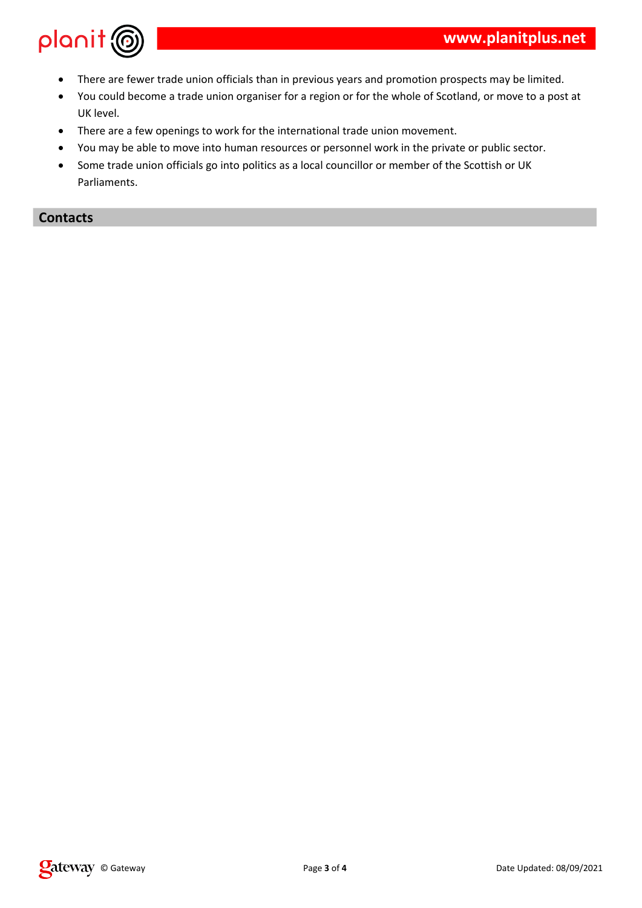- There are fewer trade union officials than in previous years and promotion prospects may be limited.
- You could become a trade union organiser for a region or for the whole of Scotland, or move to a post at UK level.
- There are a few openings to work for the international trade union movement.
- You may be able to move into human resources or personnel work in the private or public sector.
- Some trade union officials go into politics as a local councillor or member of the Scottish or UK Parliaments.

## Contacts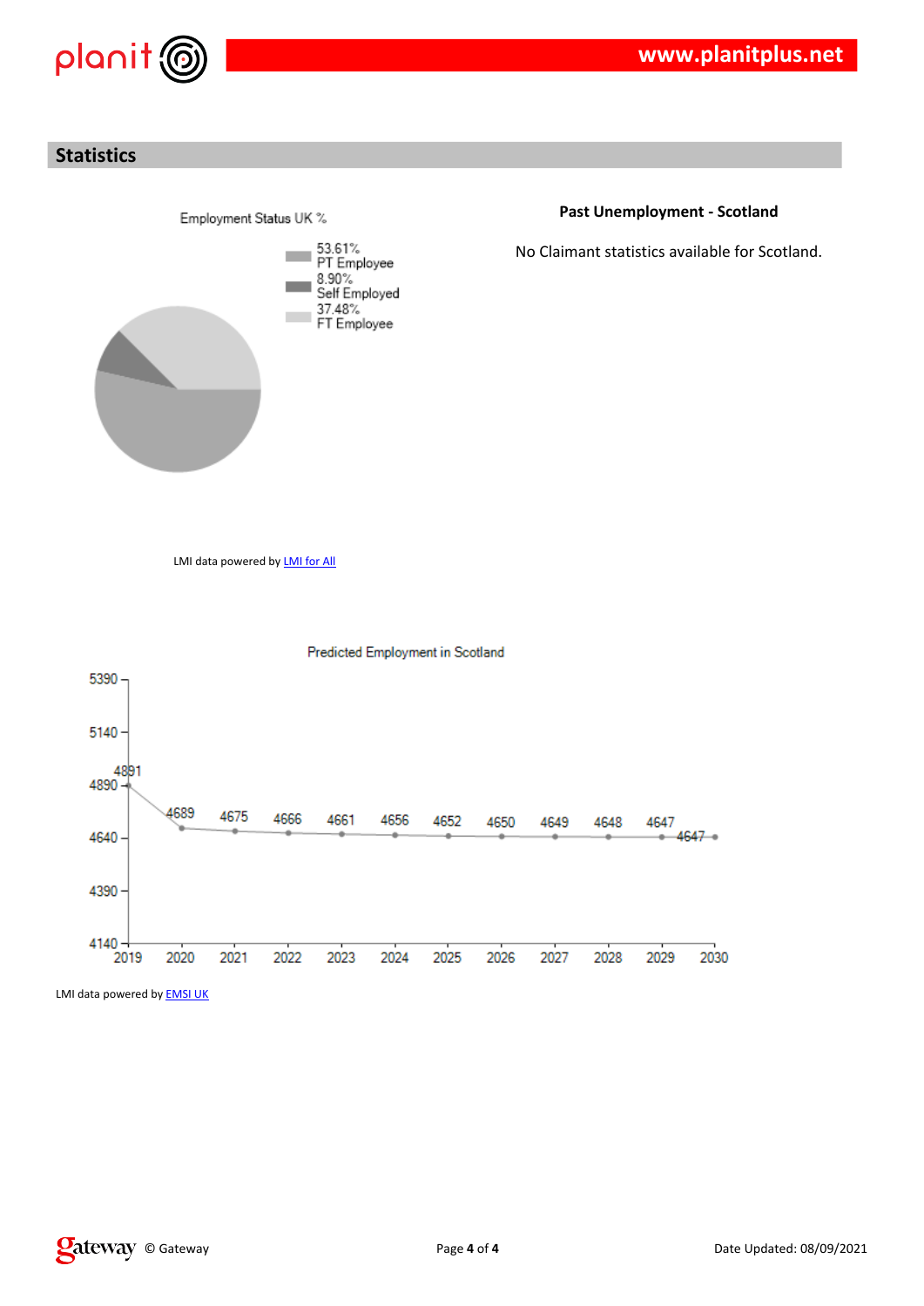## Statistics

Employment Status UK %

53.61%
PT Employee
8.90%
Self Employed
37.48%
FT Employee

LMI data powered by [LMI for All]

**Past Unemployment - Scotland**

No Claimant statistics available for Scotland.

Predicted Employment in Scotland

5390
5140
4890
4640
4390
4140

2019 2020 2021 2022 2023 2024 2025 2026 2027 2028 2029 2030

4891 4689 4675 4666 4661 4656 4652 4650 4649 4648 4647 4647

LMI data powered by [EMSI UK]